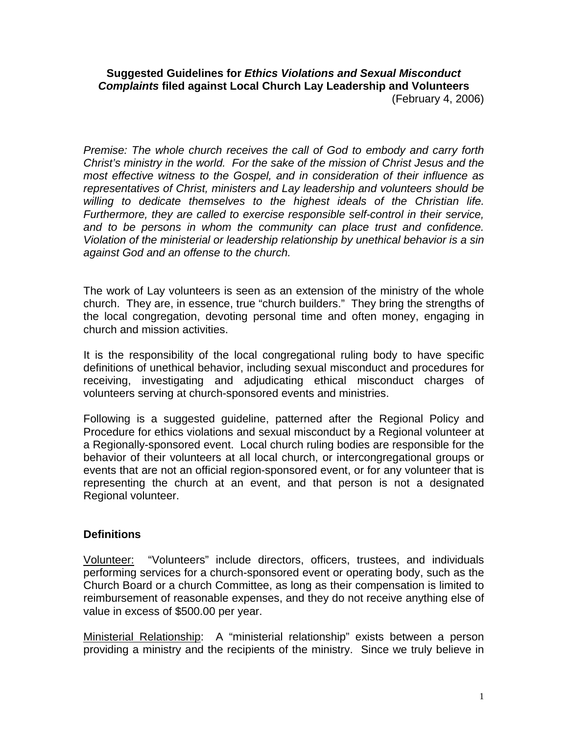# Suggested Guidelines for *Ethics Violations and Sexual Misconduct Complaints* filed against Local Church Lay Leadership and Volunteers

(February 4, 2006)

*Premise: The whole church receives the call of God to embody and carry forth Christ's ministry in the world. For the sake of the mission of Christ Jesus and the most effective witness to the Gospel, and in consideration of their influence as representatives of Christ, ministers and Lay leadership and volunteers should be willing to dedicate themselves to the highest ideals of the Christian life. Furthermore, they are called to exercise responsible self-control in their service, and to be persons in whom the community can place trust and confidence. Violation of the ministerial or leadership relationship by unethical behavior is a sin against God and an offense to the church.*

The work of Lay volunteers is seen as an extension of the ministry of the whole church. They are, in essence, true "church builders." They bring the strengths of the local congregation, devoting personal time and often money, engaging in church and mission activities.

It is the responsibility of the local congregational ruling body to have specific definitions of unethical behavior, including sexual misconduct and procedures for receiving, investigating and adjudicating ethical misconduct charges of volunteers serving at church-sponsored events and ministries.

Following is a suggested guideline, patterned after the Regional Policy and Procedure for ethics violations and sexual misconduct by a Regional volunteer at a Regionally-sponsored event. Local church ruling bodies are responsible for the behavior of their volunteers at all local church, or intercongregational groups or events that are not an official region-sponsored event, or for any volunteer that is representing the church at an event, and that person is not a designated Regional volunteer.

## Definitions

<u>Volunteer:</u> "Volunteers" include directors, officers, trustees, and individuals performing services for a church-sponsored event or operating body, such as the Church Board or a church Committee, as long as their compensation is limited to reimbursement of reasonable expenses, and they do not receive anything else of value in excess of $500.00 per year.

<u>Ministerial Relationship</u>: A "ministerial relationship" exists between a person providing a ministry and the recipients of the ministry. Since we truly believe in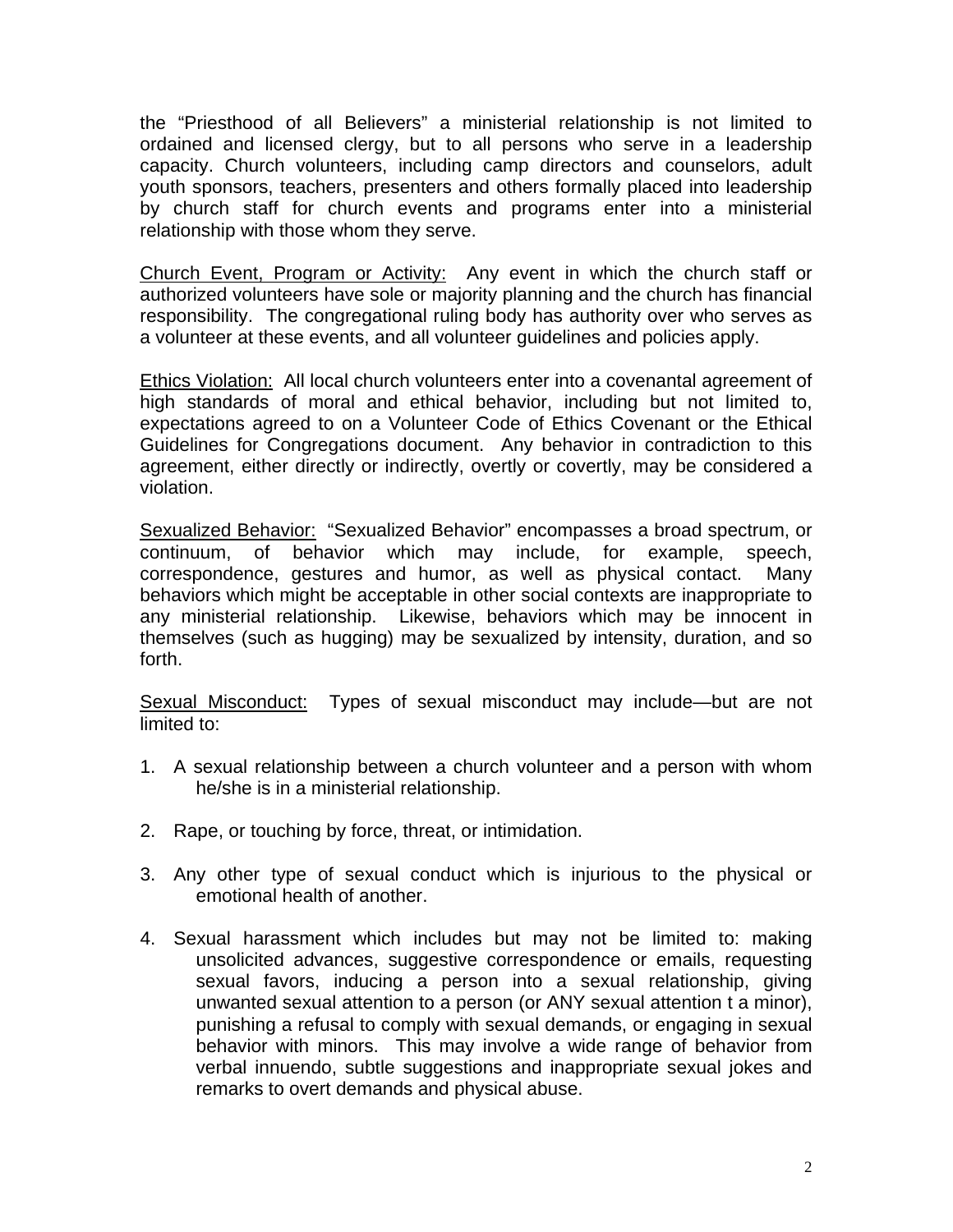the “Priesthood of all Believers” a ministerial relationship is not limited to ordained and licensed clergy, but to all persons who serve in a leadership capacity. Church volunteers, including camp directors and counselors, adult youth sponsors, teachers, presenters and others formally placed into leadership by church staff for church events and programs enter into a ministerial relationship with those whom they serve.

<u>Church Event, Program or Activity:</u> Any event in which the church staff or authorized volunteers have sole or majority planning and the church has financial responsibility. The congregational ruling body has authority over who serves as a volunteer at these events, and all volunteer guidelines and policies apply.

<u>Ethics Violation:</u> All local church volunteers enter into a covenantal agreement of high standards of moral and ethical behavior, including but not limited to, expectations agreed to on a Volunteer Code of Ethics Covenant or the Ethical Guidelines for Congregations document. Any behavior in contradiction to this agreement, either directly or indirectly, overtly or covertly, may be considered a violation.

<u>Sexualized Behavior:</u> “Sexualized Behavior” encompasses a broad spectrum, or continuum, of behavior which may include, for example, speech, correspondence, gestures and humor, as well as physical contact. Many behaviors which might be acceptable in other social contexts are inappropriate to any ministerial relationship. Likewise, behaviors which may be innocent in themselves (such as hugging) may be sexualized by intensity, duration, and so forth.

<u>Sexual Misconduct:</u> Types of sexual misconduct may include—but are not limited to:

1. A sexual relationship between a church volunteer and a person with whom he/she is in a ministerial relationship.

2. Rape, or touching by force, threat, or intimidation.

3. Any other type of sexual conduct which is injurious to the physical or emotional health of another.

4. Sexual harassment which includes but may not be limited to: making unsolicited advances, suggestive correspondence or emails, requesting sexual favors, inducing a person into a sexual relationship, giving unwanted sexual attention to a person (or ANY sexual attention t a minor), punishing a refusal to comply with sexual demands, or engaging in sexual behavior with minors. This may involve a wide range of behavior from verbal innuendo, subtle suggestions and inappropriate sexual jokes and remarks to overt demands and physical abuse.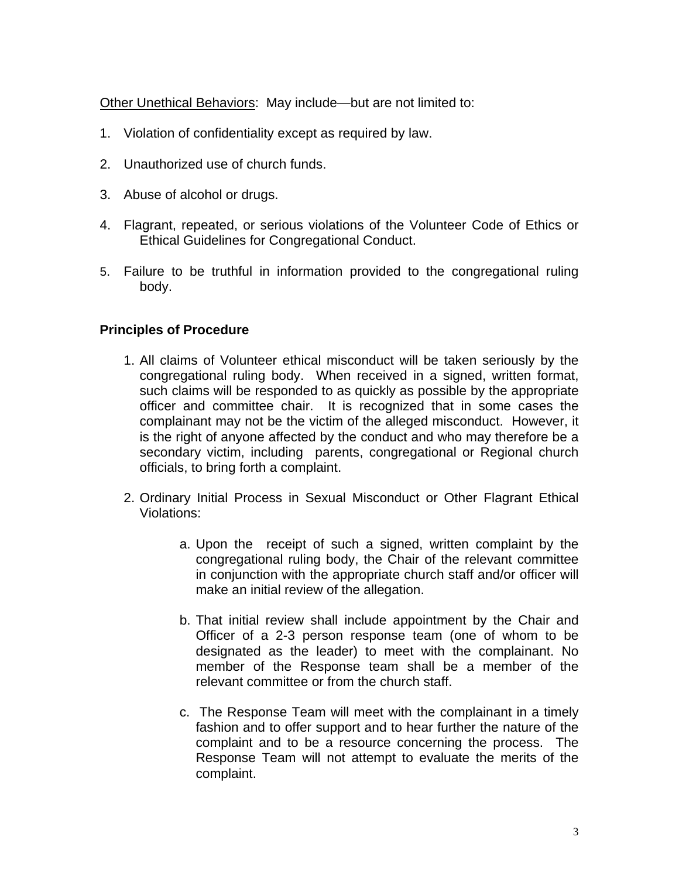Other Unethical Behaviors: May include—but are not limited to:

1. Violation of confidentiality except as required by law.

2. Unauthorized use of church funds.

3. Abuse of alcohol or drugs.

4. Flagrant, repeated, or serious violations of the Volunteer Code of Ethics or Ethical Guidelines for Congregational Conduct.

5. Failure to be truthful in information provided to the congregational ruling body.

**Principles of Procedure**

1. All claims of Volunteer ethical misconduct will be taken seriously by the congregational ruling body. When received in a signed, written format, such claims will be responded to as quickly as possible by the appropriate officer and committee chair. It is recognized that in some cases the complainant may not be the victim of the alleged misconduct. However, it is the right of anyone affected by the conduct and who may therefore be a secondary victim, including parents, congregational or Regional church officials, to bring forth a complaint.

2. Ordinary Initial Process in Sexual Misconduct or Other Flagrant Ethical Violations:

    a. Upon the receipt of such a signed, written complaint by the congregational ruling body, the Chair of the relevant committee in conjunction with the appropriate church staff and/or officer will make an initial review of the allegation.

    b. That initial review shall include appointment by the Chair and Officer of a 2-3 person response team (one of whom to be designated as the leader) to meet with the complainant. No member of the Response team shall be a member of the relevant committee or from the church staff.

    c. The Response Team will meet with the complainant in a timely fashion and to offer support and to hear further the nature of the complaint and to be a resource concerning the process. The Response Team will not attempt to evaluate the merits of the complaint.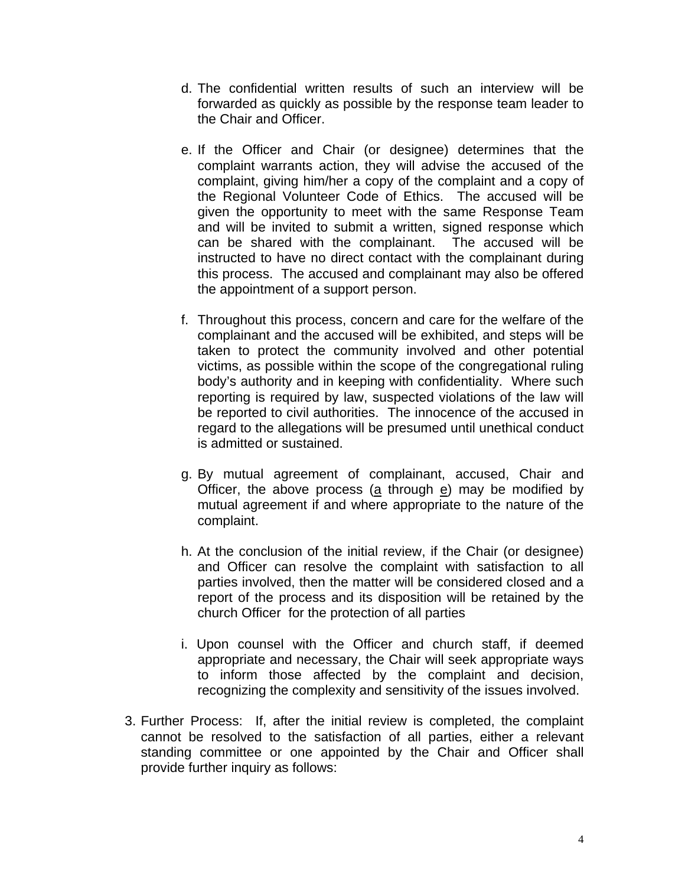d. The confidential written results of such an interview will be forwarded as quickly as possible by the response team leader to the Chair and Officer.

e. If the Officer and Chair (or designee) determines that the complaint warrants action, they will advise the accused of the complaint, giving him/her a copy of the complaint and a copy of the Regional Volunteer Code of Ethics. The accused will be given the opportunity to meet with the same Response Team and will be invited to submit a written, signed response which can be shared with the complainant. The accused will be instructed to have no direct contact with the complainant during this process. The accused and complainant may also be offered the appointment of a support person.

f. Throughout this process, concern and care for the welfare of the complainant and the accused will be exhibited, and steps will be taken to protect the community involved and other potential victims, as possible within the scope of the congregational ruling body's authority and in keeping with confidentiality. Where such reporting is required by law, suspected violations of the law will be reported to civil authorities. The innocence of the accused in regard to the allegations will be presumed until unethical conduct is admitted or sustained.

g. By mutual agreement of complainant, accused, Chair and Officer, the above process (a through e) may be modified by mutual agreement if and where appropriate to the nature of the complaint.

h. At the conclusion of the initial review, if the Chair (or designee) and Officer can resolve the complaint with satisfaction to all parties involved, then the matter will be considered closed and a report of the process and its disposition will be retained by the church Officer for the protection of all parties

i. Upon counsel with the Officer and church staff, if deemed appropriate and necessary, the Chair will seek appropriate ways to inform those affected by the complaint and decision, recognizing the complexity and sensitivity of the issues involved.

3. Further Process: If, after the initial review is completed, the complaint cannot be resolved to the satisfaction of all parties, either a relevant standing committee or one appointed by the Chair and Officer shall provide further inquiry as follows: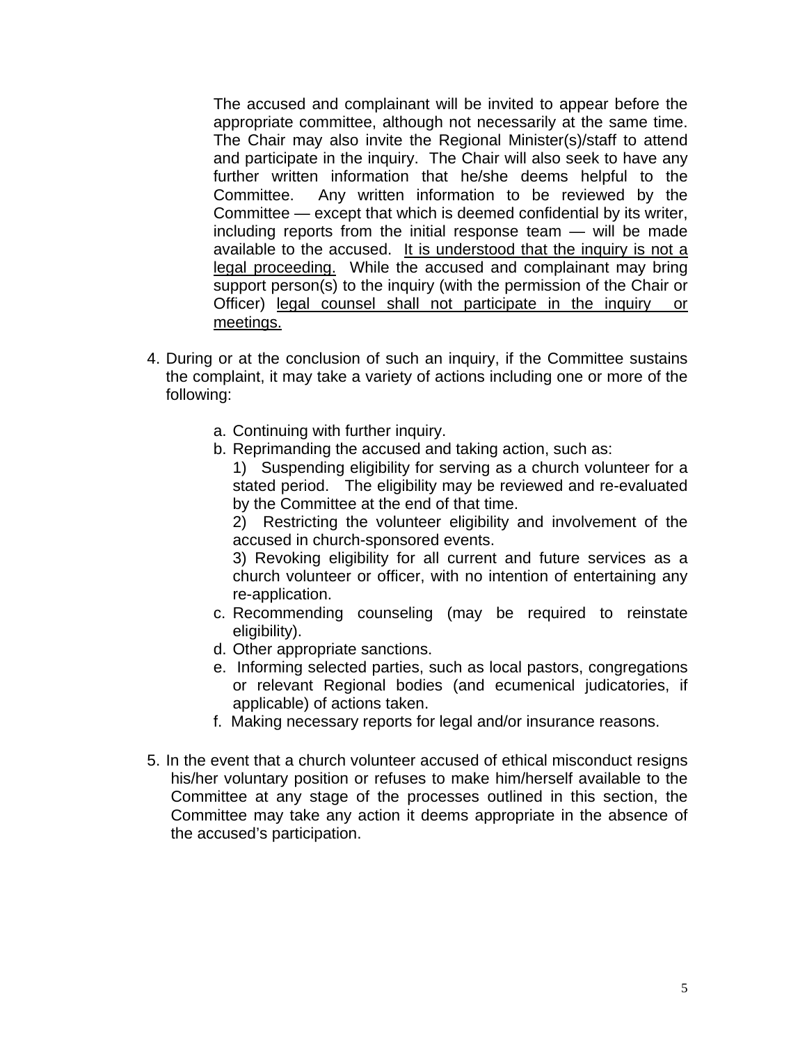The accused and complainant will be invited to appear before the appropriate committee, although not necessarily at the same time. The Chair may also invite the Regional Minister(s)/staff to attend and participate in the inquiry. The Chair will also seek to have any further written information that he/she deems helpful to the Committee. Any written information to be reviewed by the Committee — except that which is deemed confidential by its writer, including reports from the initial response team — will be made available to the accused. <u>It is understood that the inquiry is not a legal proceeding.</u> While the accused and complainant may bring support person(s) to the inquiry (with the permission of the Chair or Officer) <u>legal counsel shall not participate in the inquiry or meetings.</u>

4. During or at the conclusion of such an inquiry, if the Committee sustains the complaint, it may take a variety of actions including one or more of the following:

   a. Continuing with further inquiry.
   b. Reprimanding the accused and taking action, such as:

      1) Suspending eligibility for serving as a church volunteer for a stated period. The eligibility may be reviewed and re-evaluated by the Committee at the end of that time.

      2) Restricting the volunteer eligibility and involvement of the accused in church-sponsored events.

      3) Revoking eligibility for all current and future services as a church volunteer or officer, with no intention of entertaining any re-application.
   c. Recommending counseling (may be required to reinstate eligibility).
   d. Other appropriate sanctions.
   e. Informing selected parties, such as local pastors, congregations or relevant Regional bodies (and ecumenical judicatories, if applicable) of actions taken.
   f. Making necessary reports for legal and/or insurance reasons.

5. In the event that a church volunteer accused of ethical misconduct resigns his/her voluntary position or refuses to make him/herself available to the Committee at any stage of the processes outlined in this section, the Committee may take any action it deems appropriate in the absence of the accused's participation.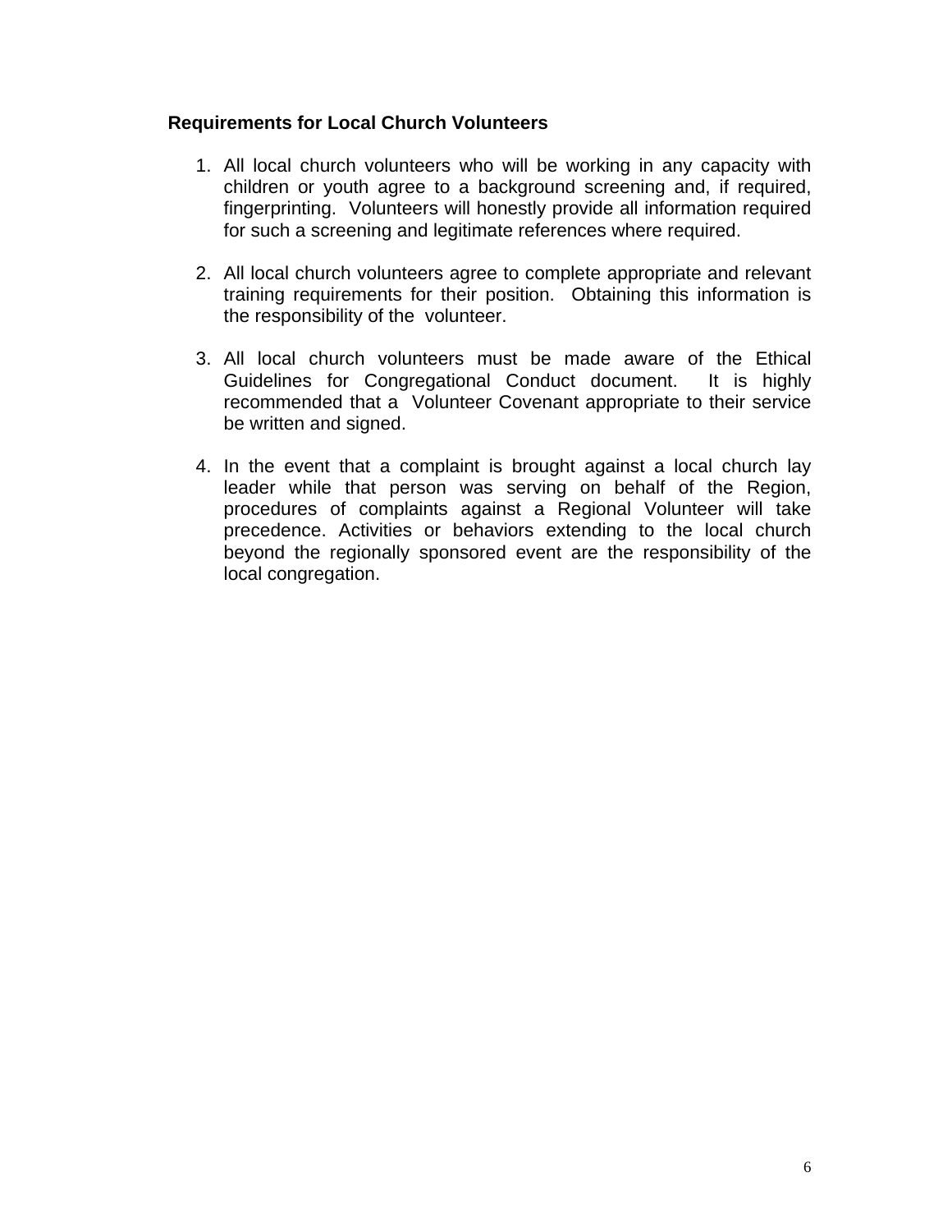**Requirements for Local Church Volunteers**

1. All local church volunteers who will be working in any capacity with children or youth agree to a background screening and, if required, fingerprinting. Volunteers will honestly provide all information required for such a screening and legitimate references where required.

2. All local church volunteers agree to complete appropriate and relevant training requirements for their position. Obtaining this information is the responsibility of the volunteer.

3. All local church volunteers must be made aware of the Ethical Guidelines for Congregational Conduct document. It is highly recommended that a Volunteer Covenant appropriate to their service be written and signed.

4. In the event that a complaint is brought against a local church lay leader while that person was serving on behalf of the Region, procedures of complaints against a Regional Volunteer will take precedence. Activities or behaviors extending to the local church beyond the regionally sponsored event are the responsibility of the local congregation.